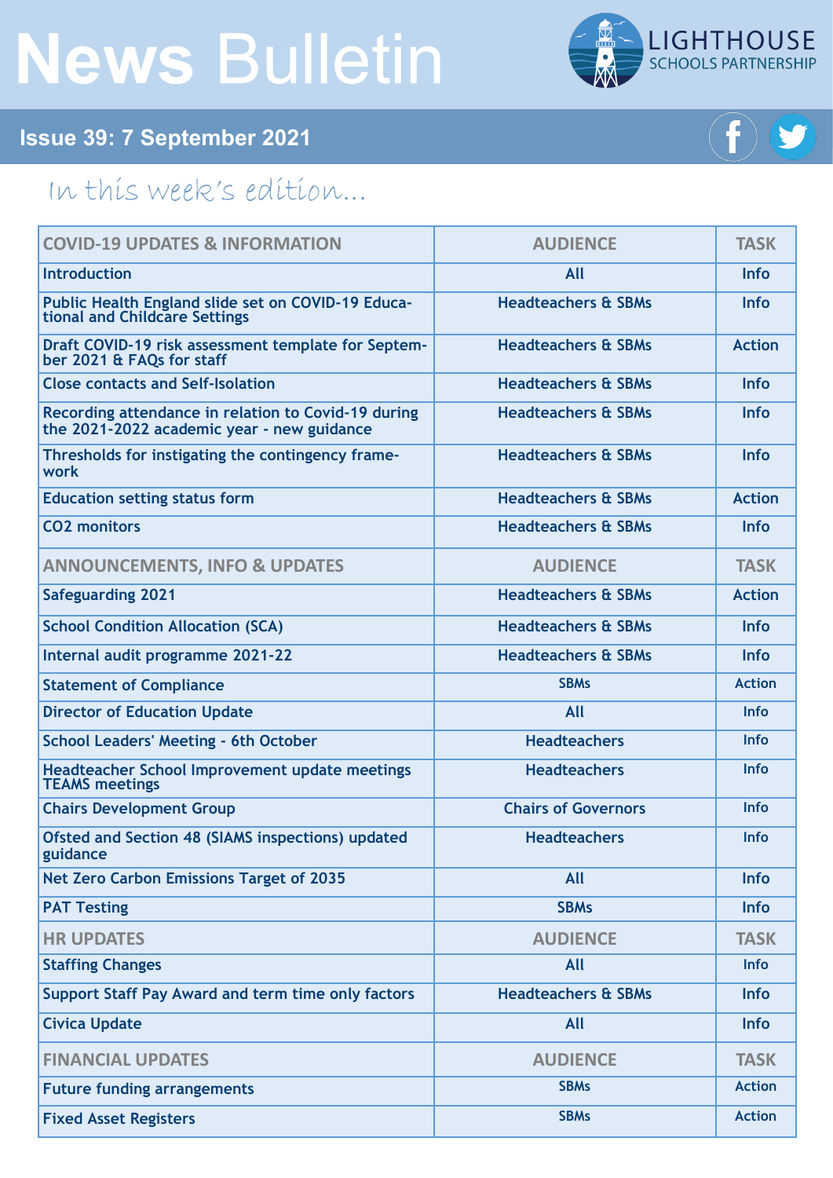# News Bulletin

LIGHTHOUSE SCHOOLS PARTNERSHIP

## Issue 39: 7 September 2021

*In this week's edition...*

| COVID-19 UPDATES & INFORMATION | AUDIENCE | TASK |
|---|---|---|
| Introduction | All | Info |
| Public Health England slide set on COVID-19 Educational and Childcare Settings | Headteachers & SBMs | Info |
| Draft COVID-19 risk assessment template for September 2021 & FAQs for staff | Headteachers & SBMs | Action |
| Close contacts and Self-Isolation | Headteachers & SBMs | Info |
| Recording attendance in relation to Covid-19 during the 2021-2022 academic year - new guidance | Headteachers & SBMs | Info |
| Thresholds for instigating the contingency framework | Headteachers & SBMs | Info |
| Education setting status form | Headteachers & SBMs | Action |
| CO2 monitors | Headteachers & SBMs | Info |
| **ANNOUNCEMENTS, INFO & UPDATES** | **AUDIENCE** | **TASK** |
| Safeguarding 2021 | Headteachers & SBMs | Action |
| School Condition Allocation (SCA) | Headteachers & SBMs | Info |
| Internal audit programme 2021-22 | Headteachers & SBMs | Info |
| Statement of Compliance | SBMs | Action |
| Director of Education Update | All | Info |
| School Leaders' Meeting - 6th October | Headteachers | Info |
| Headteacher School Improvement update meetings TEAMS meetings | Headteachers | Info |
| Chairs Development Group | Chairs of Governors | Info |
| Ofsted and Section 48 (SIAMS inspections) updated guidance | Headteachers | Info |
| Net Zero Carbon Emissions Target of 2035 | All | Info |
| PAT Testing | SBMs | Info |
| **HR UPDATES** | **AUDIENCE** | **TASK** |
| Staffing Changes | All | Info |
| Support Staff Pay Award and term time only factors | Headteachers & SBMs | Info |
| Civica Update | All | Info |
| **FINANCIAL UPDATES** | **AUDIENCE** | **TASK** |
| Future funding arrangements | SBMs | Action |
| Fixed Asset Registers | SBMs | Action |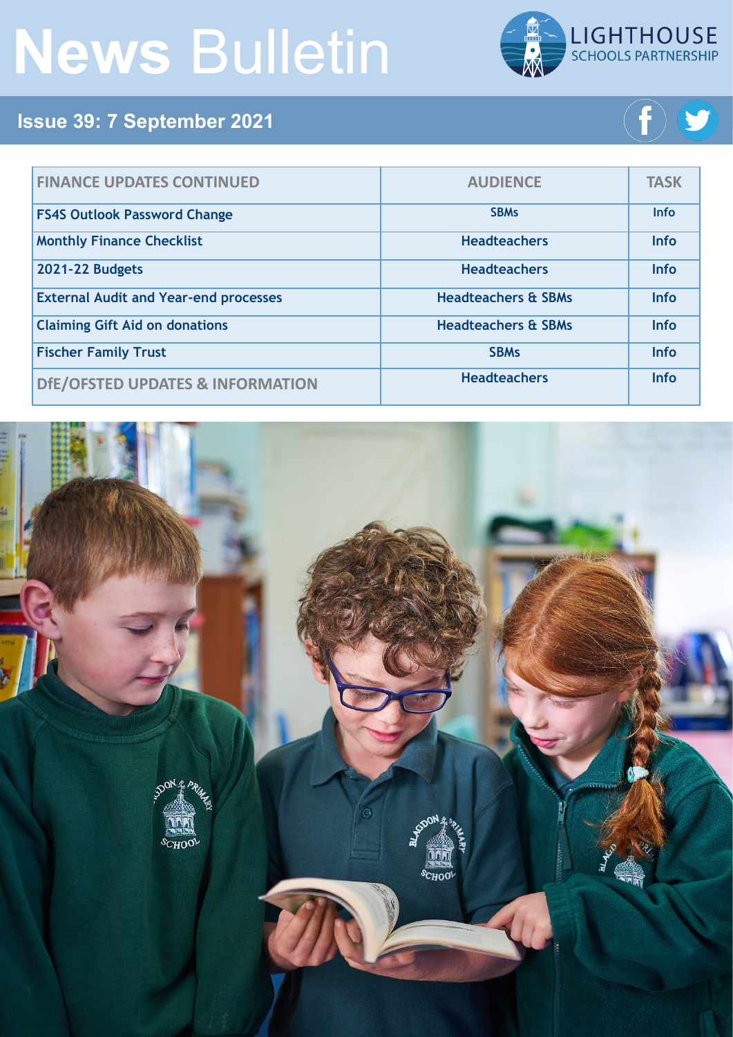# News Bulletin

## Issue 39: 7 September 2021

| FINANCE UPDATES CONTINUED | AUDIENCE | TASK |
|---|---|---|
| FS4S Outlook Password Change | SBMs | Info |
| Monthly Finance Checklist | Headteachers | Info |
| 2021-22 Budgets | Headteachers | Info |
| External Audit and Year-end processes | Headteachers & SBMs | Info |
| Claiming Gift Aid on donations | Headteachers & SBMs | Info |
| Fischer Family Trust | SBMs | Info |
| DfE/OFSTED UPDATES & INFORMATION | Headteachers | Info |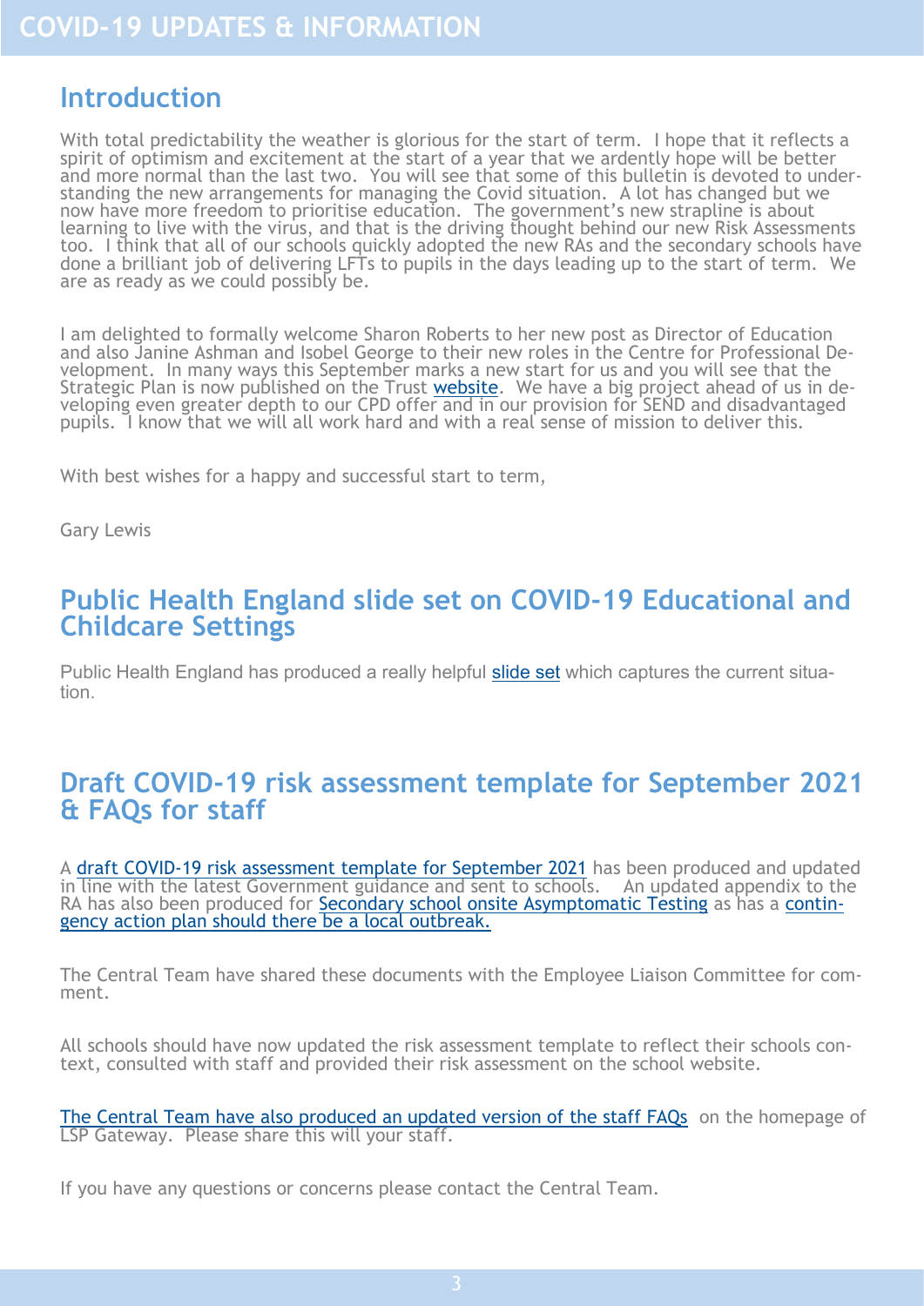# COVID-19 UPDATES & INFORMATION

## Introduction

With total predictability the weather is glorious for the start of term. I hope that it reflects a spirit of optimism and excitement at the start of a year that we ardently hope will be better and more normal than the last two. You will see that some of this bulletin is devoted to understanding the new arrangements for managing the Covid situation. A lot has changed but we now have more freedom to prioritise education. The government's new strapline is about learning to live with the virus, and that is the driving thought behind our new Risk Assessments too. I think that all of our schools quickly adopted the new RAs and the secondary schools have done a brilliant job of delivering LFTs to pupils in the days leading up to the start of term. We are as ready as we could possibly be.

I am delighted to formally welcome Sharon Roberts to her new post as Director of Education and also Janine Ashman and Isobel George to their new roles in the Centre for Professional Development. In many ways this September marks a new start for us and you will see that the Strategic Plan is now published on the Trust website. We have a big project ahead of us in developing even greater depth to our CPD offer and in our provision for SEND and disadvantaged pupils. I know that we will all work hard and with a real sense of mission to deliver this.

With best wishes for a happy and successful start to term,

Gary Lewis

## Public Health England slide set on COVID-19 Educational and Childcare Settings

Public Health England has produced a really helpful slide set which captures the current situation.

## Draft COVID-19 risk assessment template for September 2021 & FAQs for staff

A draft COVID-19 risk assessment template for September 2021 has been produced and updated in line with the latest Government guidance and sent to schools. An updated appendix to the RA has also been produced for Secondary school onsite Asymptomatic Testing as has a contingency action plan should there be a local outbreak.

The Central Team have shared these documents with the Employee Liaison Committee for comment.

All schools should have now updated the risk assessment template to reflect their schools context, consulted with staff and provided their risk assessment on the school website.

The Central Team have also produced an updated version of the staff FAQs on the homepage of LSP Gateway. Please share this will your staff.

If you have any questions or concerns please contact the Central Team.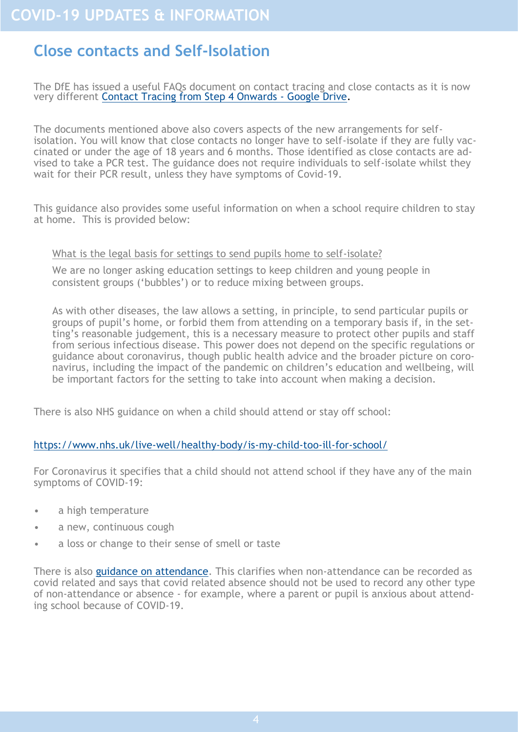## Close contacts and Self-Isolation

The DfE has issued a useful FAQs document on contact tracing and close contacts as it is now very different Contact Tracing from Step 4 Onwards - Google Drive.

The documents mentioned above also covers aspects of the new arrangements for self-isolation. You will know that close contacts no longer have to self-isolate if they are fully vaccinated or under the age of 18 years and 6 months. Those identified as close contacts are advised to take a PCR test. The guidance does not require individuals to self-isolate whilst they wait for their PCR result, unless they have symptoms of Covid-19.

This guidance also provides some useful information on when a school require children to stay at home. This is provided below:

> What is the legal basis for settings to send pupils home to self-isolate?
>
> We are no longer asking education settings to keep children and young people in consistent groups ('bubbles') or to reduce mixing between groups.
>
> As with other diseases, the law allows a setting, in principle, to send particular pupils or groups of pupil's home, or forbid them from attending on a temporary basis if, in the setting's reasonable judgement, this is a necessary measure to protect other pupils and staff from serious infectious disease. This power does not depend on the specific regulations or guidance about coronavirus, though public health advice and the broader picture on coronavirus, including the impact of the pandemic on children's education and wellbeing, will be important factors for the setting to take into account when making a decision.

There is also NHS guidance on when a child should attend or stay off school:

https://www.nhs.uk/live-well/healthy-body/is-my-child-too-ill-for-school/

For Coronavirus it specifies that a child should not attend school if they have any of the main symptoms of COVID-19:

- a high temperature
- a new, continuous cough
- a loss or change to their sense of smell or taste

There is also guidance on attendance. This clarifies when non-attendance can be recorded as covid related and says that covid related absence should not be used to record any other type of non-attendance or absence - for example, where a parent or pupil is anxious about attending school because of COVID-19.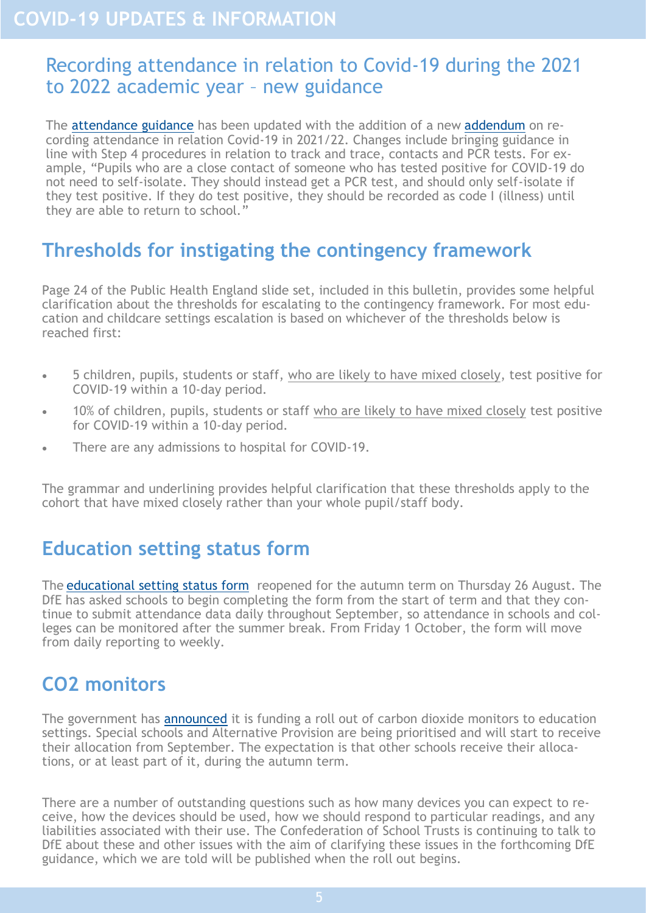# COVID-19 UPDATES & INFORMATION

## Recording attendance in relation to Covid-19 during the 2021 to 2022 academic year – new guidance

The attendance guidance has been updated with the addition of a new addendum on recording attendance in relation Covid-19 in 2021/22. Changes include bringing guidance in line with Step 4 procedures in relation to track and trace, contacts and PCR tests. For example, "Pupils who are a close contact of someone who has tested positive for COVID-19 do not need to self-isolate. They should instead get a PCR test, and should only self-isolate if they test positive. If they do test positive, they should be recorded as code I (illness) until they are able to return to school."

## Thresholds for instigating the contingency framework

Page 24 of the Public Health England slide set, included in this bulletin, provides some helpful clarification about the thresholds for escalating to the contingency framework. For most education and childcare settings escalation is based on whichever of the thresholds below is reached first:

- 5 children, pupils, students or staff, who are likely to have mixed closely, test positive for COVID-19 within a 10-day period.
- 10% of children, pupils, students or staff who are likely to have mixed closely test positive for COVID-19 within a 10-day period.
- There are any admissions to hospital for COVID-19.

The grammar and underlining provides helpful clarification that these thresholds apply to the cohort that have mixed closely rather than your whole pupil/staff body.

## Education setting status form

The educational setting status form reopened for the autumn term on Thursday 26 August. The DfE has asked schools to begin completing the form from the start of term and that they continue to submit attendance data daily throughout September, so attendance in schools and colleges can be monitored after the summer break. From Friday 1 October, the form will move from daily reporting to weekly.

## CO2 monitors

The government has announced it is funding a roll out of carbon dioxide monitors to education settings. Special schools and Alternative Provision are being prioritised and will start to receive their allocation from September. The expectation is that other schools receive their allocations, or at least part of it, during the autumn term.

There are a number of outstanding questions such as how many devices you can expect to receive, how the devices should be used, how we should respond to particular readings, and any liabilities associated with their use. The Confederation of School Trusts is continuing to talk to DfE about these and other issues with the aim of clarifying these issues in the forthcoming DfE guidance, which we are told will be published when the roll out begins.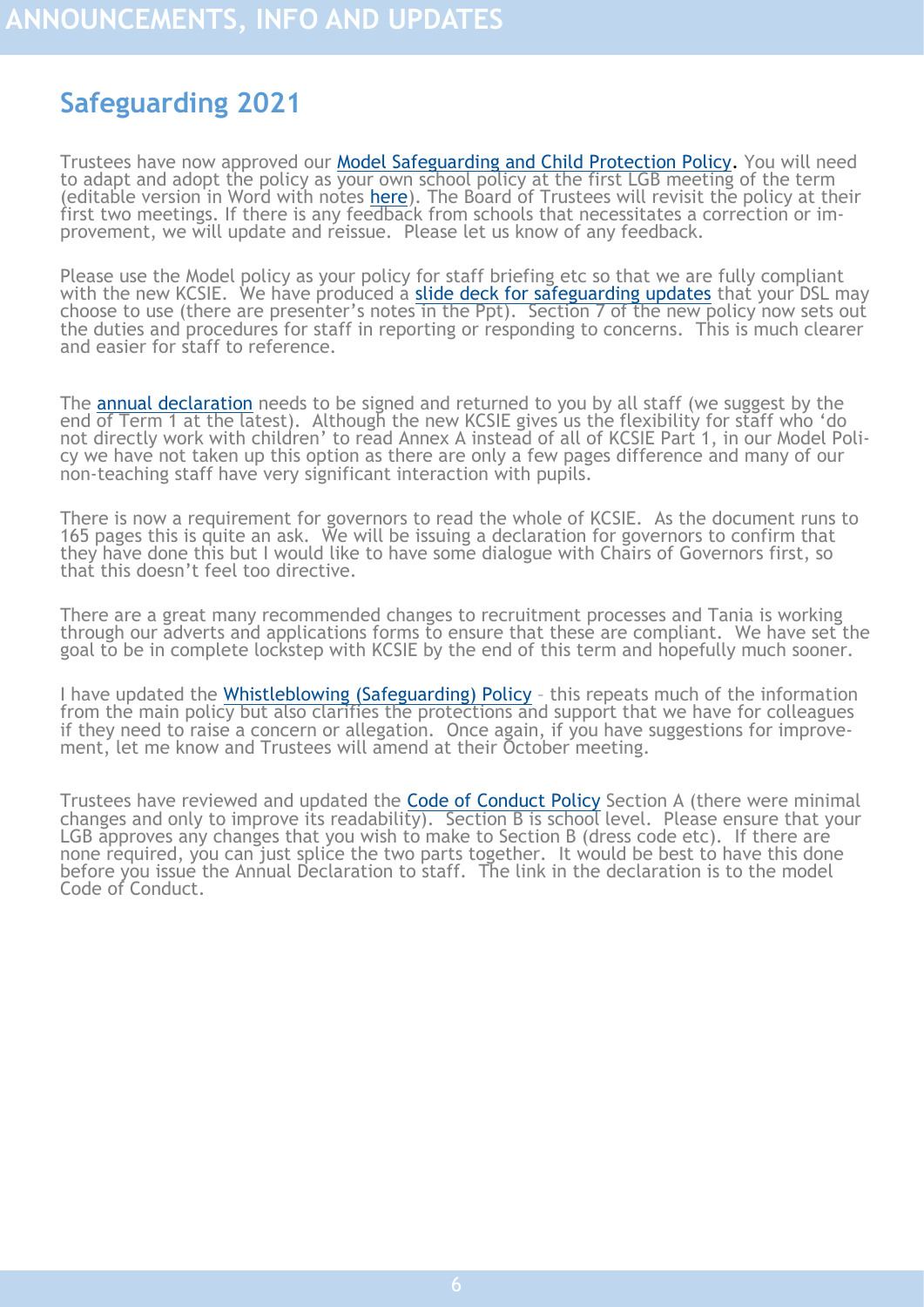# ANNOUNCEMENTS, INFO AND UPDATES

## Safeguarding 2021

Trustees have now approved our Model Safeguarding and Child Protection Policy. You will need to adapt and adopt the policy as your own school policy at the first LGB meeting of the term (editable version in Word with notes here). The Board of Trustees will revisit the policy at their first two meetings. If there is any feedback from schools that necessitates a correction or improvement, we will update and reissue. Please let us know of any feedback.

Please use the Model policy as your policy for staff briefing etc so that we are fully compliant with the new KCSIE. We have produced a slide deck for safeguarding updates that your DSL may choose to use (there are presenter's notes in the Ppt). Section 7 of the new policy now sets out the duties and procedures for staff in reporting or responding to concerns. This is much clearer and easier for staff to reference.

The annual declaration needs to be signed and returned to you by all staff (we suggest by the end of Term 1 at the latest). Although the new KCSIE gives us the flexibility for staff who 'do not directly work with children' to read Annex A instead of all of KCSIE Part 1, in our Model Policy we have not taken up this option as there are only a few pages difference and many of our non-teaching staff have very significant interaction with pupils.

There is now a requirement for governors to read the whole of KCSIE. As the document runs to 165 pages this is quite an ask. We will be issuing a declaration for governors to confirm that they have done this but I would like to have some dialogue with Chairs of Governors first, so that this doesn't feel too directive.

There are a great many recommended changes to recruitment processes and Tania is working through our adverts and applications forms to ensure that these are compliant. We have set the goal to be in complete lockstep with KCSIE by the end of this term and hopefully much sooner.

I have updated the Whistleblowing (Safeguarding) Policy – this repeats much of the information from the main policy but also clarifies the protections and support that we have for colleagues if they need to raise a concern or allegation. Once again, if you have suggestions for improvement, let me know and Trustees will amend at their October meeting.

Trustees have reviewed and updated the Code of Conduct Policy Section A (there were minimal changes and only to improve its readability). Section B is school level. Please ensure that your LGB approves any changes that you wish to make to Section B (dress code etc). If there are none required, you can just splice the two parts together. It would be best to have this done before you issue the Annual Declaration to staff. The link in the declaration is to the model Code of Conduct.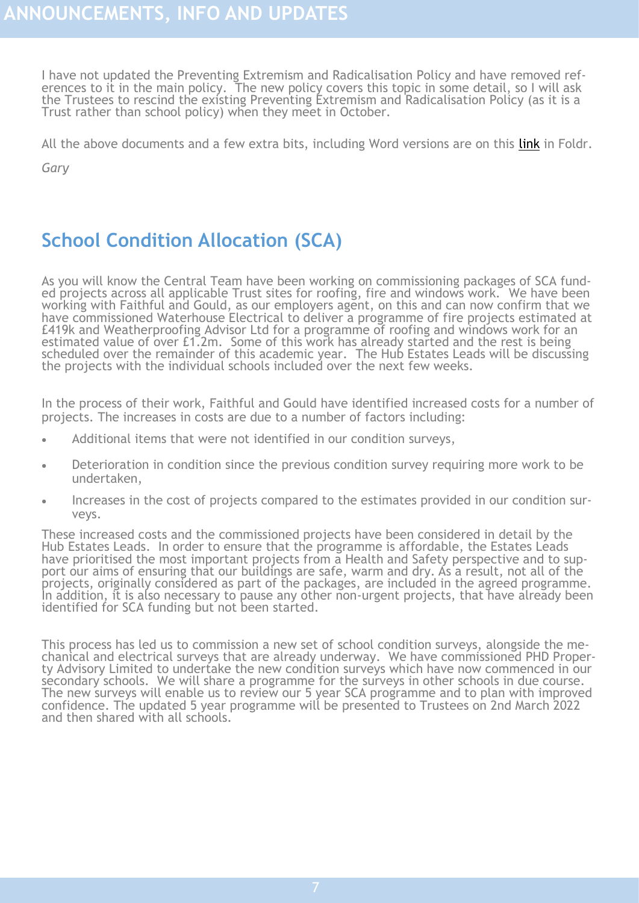I have not updated the Preventing Extremism and Radicalisation Policy and have removed references to it in the main policy. The new policy covers this topic in some detail, so I will ask the Trustees to rescind the existing Preventing Extremism and Radicalisation Policy (as it is a Trust rather than school policy) when they meet in October.

All the above documents and a few extra bits, including Word versions are on this link in Foldr.

*Gary*

## School Condition Allocation (SCA)

As you will know the Central Team have been working on commissioning packages of SCA funded projects across all applicable Trust sites for roofing, fire and windows work. We have been working with Faithful and Gould, as our employers agent, on this and can now confirm that we have commissioned Waterhouse Electrical to deliver a programme of fire projects estimated at £419k and Weatherproofing Advisor Ltd for a programme of roofing and windows work for an estimated value of over £1.2m. Some of this work has already started and the rest is being scheduled over the remainder of this academic year. The Hub Estates Leads will be discussing the projects with the individual schools included over the next few weeks.

In the process of their work, Faithful and Gould have identified increased costs for a number of projects. The increases in costs are due to a number of factors including:

- Additional items that were not identified in our condition surveys,
- Deterioration in condition since the previous condition survey requiring more work to be undertaken,
- Increases in the cost of projects compared to the estimates provided in our condition surveys.

These increased costs and the commissioned projects have been considered in detail by the Hub Estates Leads. In order to ensure that the programme is affordable, the Estates Leads have prioritised the most important projects from a Health and Safety perspective and to support our aims of ensuring that our buildings are safe, warm and dry. As a result, not all of the projects, originally considered as part of the packages, are included in the agreed programme. In addition, it is also necessary to pause any other non-urgent projects, that have already been identified for SCA funding but not been started.

This process has led us to commission a new set of school condition surveys, alongside the mechanical and electrical surveys that are already underway. We have commissioned PHD Property Advisory Limited to undertake the new condition surveys which have now commenced in our secondary schools. We will share a programme for the surveys in other schools in due course. The new surveys will enable us to review our 5 year SCA programme and to plan with improved confidence. The updated 5 year programme will be presented to Trustees on 2nd March 2022 and then shared with all schools.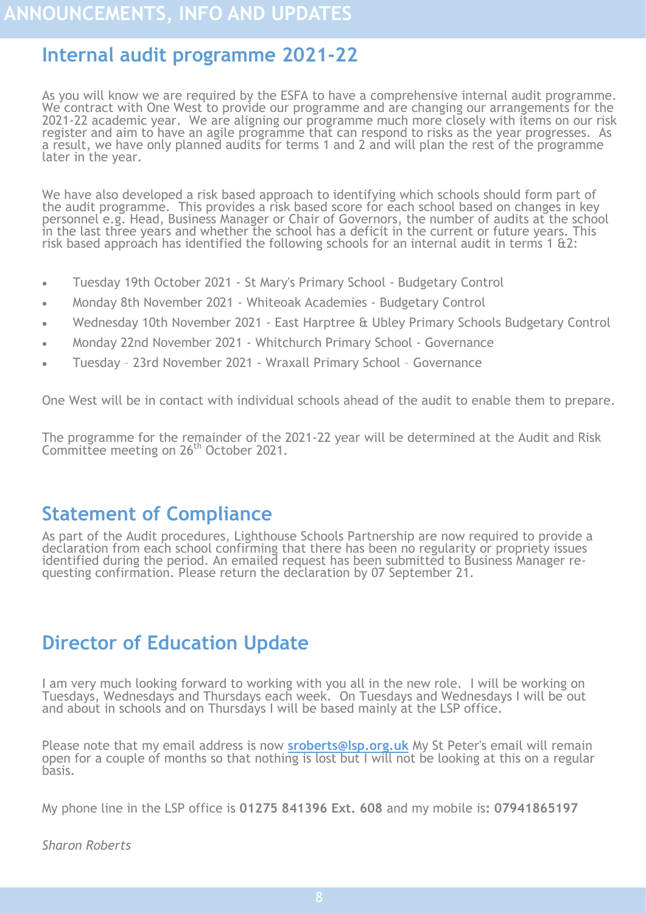# ANNOUNCEMENTS, INFO AND UPDATES

## Internal audit programme 2021-22

As you will know we are required by the ESFA to have a comprehensive internal audit programme. We contract with One West to provide our programme and are changing our arrangements for the 2021-22 academic year. We are aligning our programme much more closely with items on our risk register and aim to have an agile programme that can respond to risks as the year progresses. As a result, we have only planned audits for terms 1 and 2 and will plan the rest of the programme later in the year.

We have also developed a risk based approach to identifying which schools should form part of the audit programme. This provides a risk based score for each school based on changes in key personnel e.g. Head, Business Manager or Chair of Governors, the number of audits at the school in the last three years and whether the school has a deficit in the current or future years. This risk based approach has identified the following schools for an internal audit in terms 1 &2:

- Tuesday 19th October 2021 - St Mary's Primary School - Budgetary Control
- Monday 8th November 2021 - Whiteoak Academies - Budgetary Control
- Wednesday 10th November 2021 - East Harptree & Ubley Primary Schools Budgetary Control
- Monday 22nd November 2021 - Whitchurch Primary School - Governance
- Tuesday – 23rd November 2021 - Wraxall Primary School – Governance

One West will be in contact with individual schools ahead of the audit to enable them to prepare.

The programme for the remainder of the 2021-22 year will be determined at the Audit and Risk Committee meeting on 26th October 2021.

## Statement of Compliance

As part of the Audit procedures, Lighthouse Schools Partnership are now required to provide a declaration from each school confirming that there has been no regularity or propriety issues identified during the period. An emailed request has been submitted to Business Manager requesting confirmation. Please return the declaration by 07 September 21.

## Director of Education Update

I am very much looking forward to working with you all in the new role. I will be working on Tuesdays, Wednesdays and Thursdays each week. On Tuesdays and Wednesdays I will be out and about in schools and on Thursdays I will be based mainly at the LSP office.

Please note that my email address is now **sroberts@lsp.org.uk** My St Peter's email will remain open for a couple of months so that nothing is lost but I will not be looking at this on a regular basis.

My phone line in the LSP office is **01275 841396 Ext. 608** and my mobile is**: 07941865197**

*Sharon Roberts*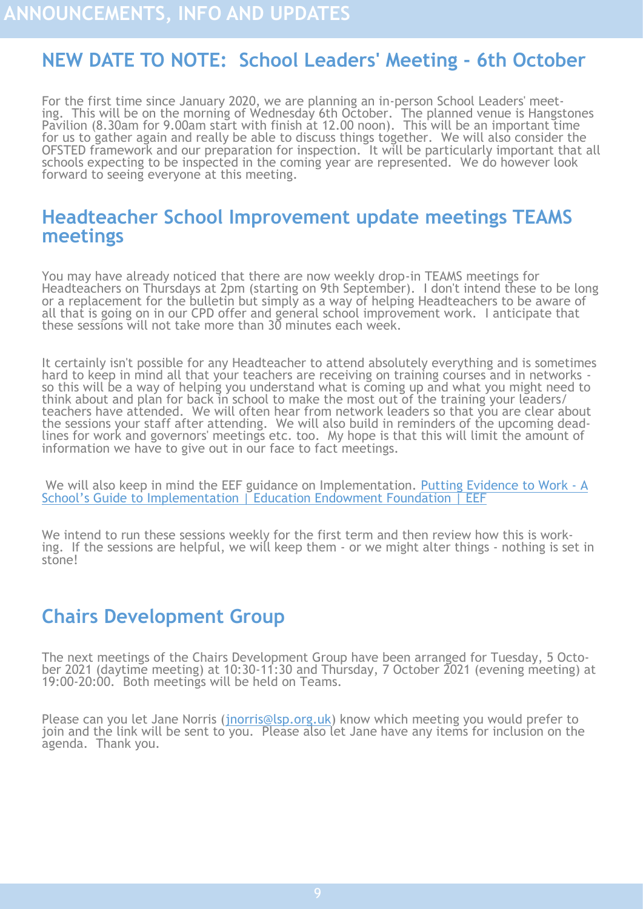# ANNOUNCEMENTS, INFO AND UPDATES

## NEW DATE TO NOTE: School Leaders' Meeting - 6th October

For the first time since January 2020, we are planning an in-person School Leaders' meeting. This will be on the morning of Wednesday 6th October. The planned venue is Hangstones Pavilion (8.30am for 9.00am start with finish at 12.00 noon). This will be an important time for us to gather again and really be able to discuss things together. We will also consider the OFSTED framework and our preparation for inspection. It will be particularly important that all schools expecting to be inspected in the coming year are represented. We do however look forward to seeing everyone at this meeting.

## Headteacher School Improvement update meetings TEAMS meetings

You may have already noticed that there are now weekly drop-in TEAMS meetings for Headteachers on Thursdays at 2pm (starting on 9th September). I don't intend these to be long or a replacement for the bulletin but simply as a way of helping Headteachers to be aware of all that is going on in our CPD offer and general school improvement work. I anticipate that these sessions will not take more than 30 minutes each week.

It certainly isn't possible for any Headteacher to attend absolutely everything and is sometimes hard to keep in mind all that your teachers are receiving on training courses and in networks - so this will be a way of helping you understand what is coming up and what you might need to think about and plan for back in school to make the most out of the training your leaders/teachers have attended. We will often hear from network leaders so that you are clear about the sessions your staff after attending. We will also build in reminders of the upcoming deadlines for work and governors' meetings etc. too. My hope is that this will limit the amount of information we have to give out in our face to fact meetings.

We will also keep in mind the EEF guidance on Implementation. [Putting Evidence to Work - A School's Guide to Implementation | Education Endowment Foundation | EEF]

We intend to run these sessions weekly for the first term and then review how this is working. If the sessions are helpful, we will keep them - or we might alter things - nothing is set in stone!

## Chairs Development Group

The next meetings of the Chairs Development Group have been arranged for Tuesday, 5 October 2021 (daytime meeting) at 10:30-11:30 and Thursday, 7 October 2021 (evening meeting) at 19:00-20:00. Both meetings will be held on Teams.

Please can you let Jane Norris (jnorris@lsp.org.uk) know which meeting you would prefer to join and the link will be sent to you. Please also let Jane have any items for inclusion on the agenda. Thank you.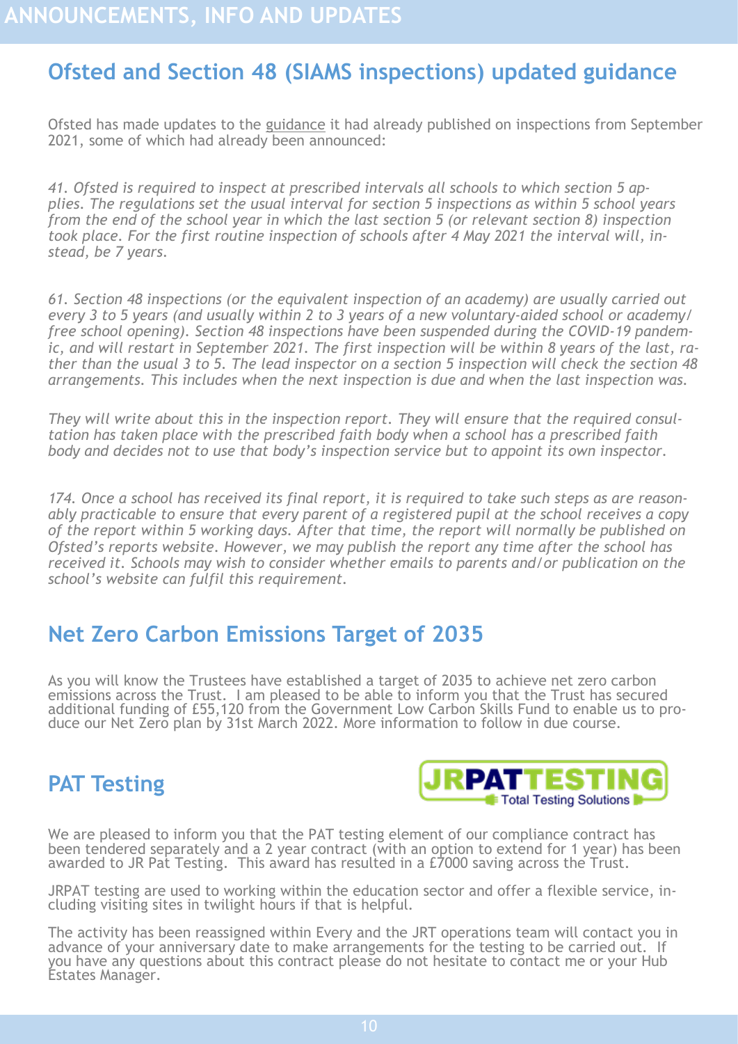# ANNOUNCEMENTS, INFO AND UPDATES

## Ofsted and Section 48 (SIAMS inspections) updated guidance

Ofsted has made updates to the guidance it had already published on inspections from September 2021, some of which had already been announced:

*41. Ofsted is required to inspect at prescribed intervals all schools to which section 5 applies. The regulations set the usual interval for section 5 inspections as within 5 school years from the end of the school year in which the last section 5 (or relevant section 8) inspection took place. For the first routine inspection of schools after 4 May 2021 the interval will, instead, be 7 years.*

*61. Section 48 inspections (or the equivalent inspection of an academy) are usually carried out every 3 to 5 years (and usually within 2 to 3 years of a new voluntary-aided school or academy/free school opening). Section 48 inspections have been suspended during the COVID-19 pandemic, and will restart in September 2021. The first inspection will be within 8 years of the last, rather than the usual 3 to 5. The lead inspector on a section 5 inspection will check the section 48 arrangements. This includes when the next inspection is due and when the last inspection was.*

*They will write about this in the inspection report. They will ensure that the required consultation has taken place with the prescribed faith body when a school has a prescribed faith body and decides not to use that body's inspection service but to appoint its own inspector.*

*174. Once a school has received its final report, it is required to take such steps as are reasonably practicable to ensure that every parent of a registered pupil at the school receives a copy of the report within 5 working days. After that time, the report will normally be published on Ofsted's reports website. However, we may publish the report any time after the school has received it. Schools may wish to consider whether emails to parents and/or publication on the school's website can fulfil this requirement.*

## Net Zero Carbon Emissions Target of 2035

As you will know the Trustees have established a target of 2035 to achieve net zero carbon emissions across the Trust. I am pleased to be able to inform you that the Trust has secured additional funding of £55,120 from the Government Low Carbon Skills Fund to enable us to produce our Net Zero plan by 31st March 2022. More information to follow in due course.

## PAT Testing

JRPATTESTING
Total Testing Solutions

We are pleased to inform you that the PAT testing element of our compliance contract has been tendered separately and a 2 year contract (with an option to extend for 1 year) has been awarded to JR Pat Testing. This award has resulted in a £7000 saving across the Trust.

JRPAT testing are used to working within the education sector and offer a flexible service, including visiting sites in twilight hours if that is helpful.

The activity has been reassigned within Every and the JRT operations team will contact you in advance of your anniversary date to make arrangements for the testing to be carried out. If you have any questions about this contract please do not hesitate to contact me or your Hub Estates Manager.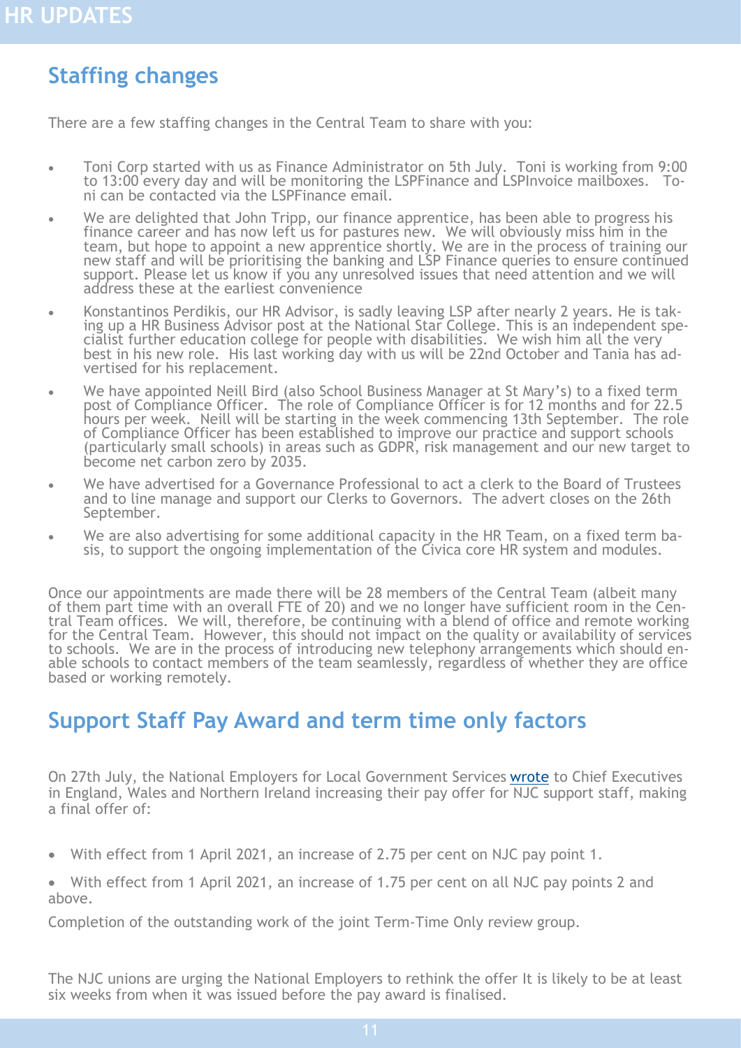# HR UPDATES

## Staffing changes

There are a few staffing changes in the Central Team to share with you:

- Toni Corp started with us as Finance Administrator on 5th July. Toni is working from 9:00 to 13:00 every day and will be monitoring the LSPFinance and LSPInvoice mailboxes. Toni can be contacted via the LSPFinance email.
- We are delighted that John Tripp, our finance apprentice, has been able to progress his finance career and has now left us for pastures new. We will obviously miss him in the team, but hope to appoint a new apprentice shortly. We are in the process of training our new staff and will be prioritising the banking and LSP Finance queries to ensure continued support. Please let us know if you any unresolved issues that need attention and we will address these at the earliest convenience
- Konstantinos Perdikis, our HR Advisor, is sadly leaving LSP after nearly 2 years. He is taking up a HR Business Advisor post at the National Star College. This is an independent specialist further education college for people with disabilities. We wish him all the very best in his new role. His last working day with us will be 22nd October and Tania has advertised for his replacement.
- We have appointed Neill Bird (also School Business Manager at St Mary's) to a fixed term post of Compliance Officer. The role of Compliance Officer is for 12 months and for 22.5 hours per week. Neill will be starting in the week commencing 13th September. The role of Compliance Officer has been established to improve our practice and support schools (particularly small schools) in areas such as GDPR, risk management and our new target to become net carbon zero by 2035.
- We have advertised for a Governance Professional to act a clerk to the Board of Trustees and to line manage and support our Clerks to Governors. The advert closes on the 26th September.
- We are also advertising for some additional capacity in the HR Team, on a fixed term basis, to support the ongoing implementation of the Civica core HR system and modules.

Once our appointments are made there will be 28 members of the Central Team (albeit many of them part time with an overall FTE of 20) and we no longer have sufficient room in the Central Team offices. We will, therefore, be continuing with a blend of office and remote working for the Central Team. However, this should not impact on the quality or availability of services to schools. We are in the process of introducing new telephony arrangements which should enable schools to contact members of the team seamlessly, regardless of whether they are office based or working remotely.

## Support Staff Pay Award and term time only factors

On 27th July, the National Employers for Local Government Services wrote to Chief Executives in England, Wales and Northern Ireland increasing their pay offer for NJC support staff, making a final offer of:

- With effect from 1 April 2021, an increase of 2.75 per cent on NJC pay point 1.
- With effect from 1 April 2021, an increase of 1.75 per cent on all NJC pay points 2 and above.

Completion of the outstanding work of the joint Term-Time Only review group.

The NJC unions are urging the National Employers to rethink the offer It is likely to be at least six weeks from when it was issued before the pay award is finalised.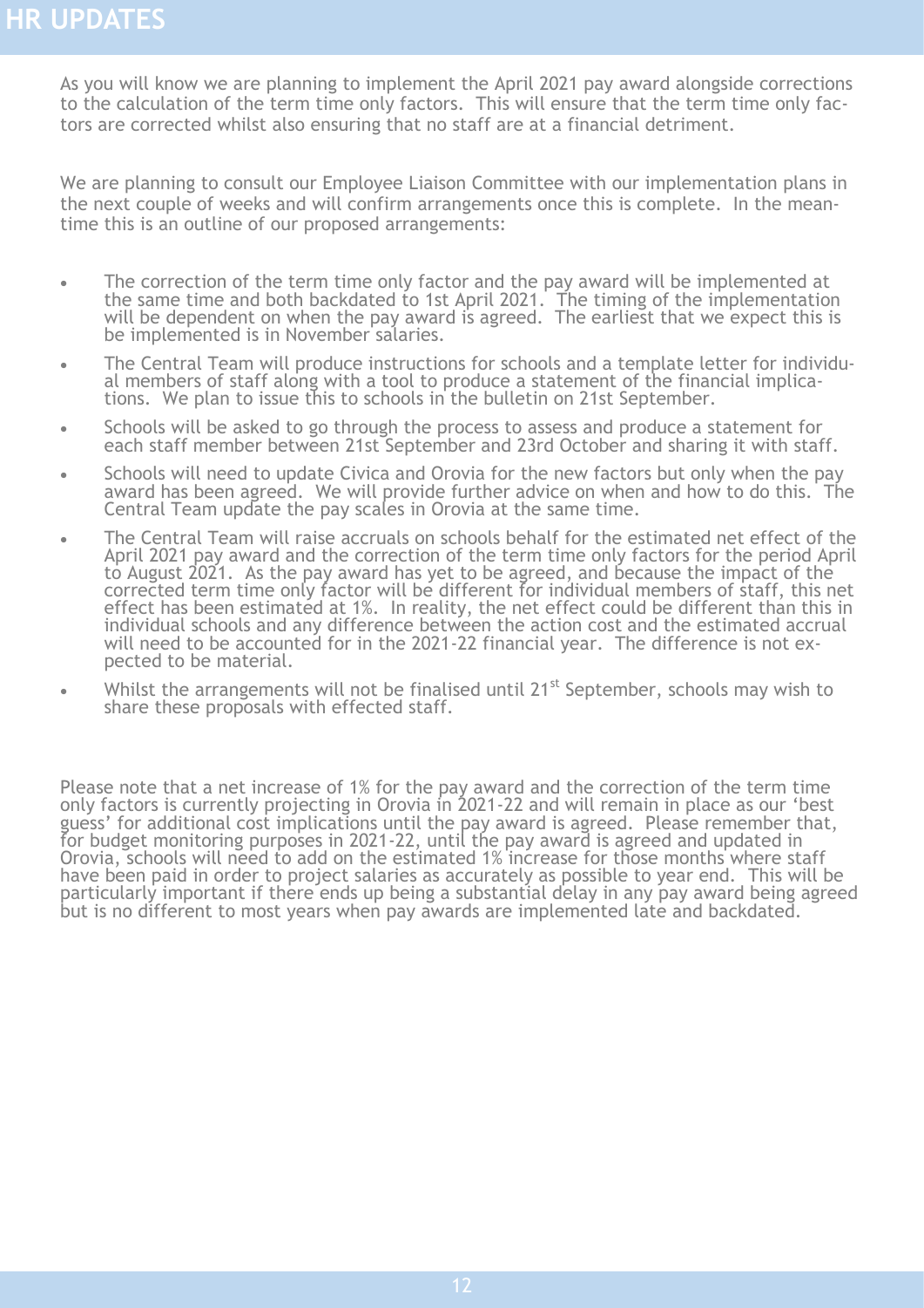# HR UPDATES

As you will know we are planning to implement the April 2021 pay award alongside corrections to the calculation of the term time only factors. This will ensure that the term time only factors are corrected whilst also ensuring that no staff are at a financial detriment.

We are planning to consult our Employee Liaison Committee with our implementation plans in the next couple of weeks and will confirm arrangements once this is complete. In the meantime this is an outline of our proposed arrangements:

- The correction of the term time only factor and the pay award will be implemented at the same time and both backdated to 1st April 2021. The timing of the implementation will be dependent on when the pay award is agreed. The earliest that we expect this is be implemented is in November salaries.
- The Central Team will produce instructions for schools and a template letter for individual members of staff along with a tool to produce a statement of the financial implications. We plan to issue this to schools in the bulletin on 21st September.
- Schools will be asked to go through the process to assess and produce a statement for each staff member between 21st September and 23rd October and sharing it with staff.
- Schools will need to update Civica and Orovia for the new factors but only when the pay award has been agreed. We will provide further advice on when and how to do this. The Central Team update the pay scales in Orovia at the same time.
- The Central Team will raise accruals on schools behalf for the estimated net effect of the April 2021 pay award and the correction of the term time only factors for the period April to August 2021. As the pay award has yet to be agreed, and because the impact of the corrected term time only factor will be different for individual members of staff, this net effect has been estimated at 1%. In reality, the net effect could be different than this in individual schools and any difference between the action cost and the estimated accrual will need to be accounted for in the 2021-22 financial year. The difference is not expected to be material.
- Whilst the arrangements will not be finalised until 21st September, schools may wish to share these proposals with effected staff.

Please note that a net increase of 1% for the pay award and the correction of the term time only factors is currently projecting in Orovia in 2021-22 and will remain in place as our 'best guess' for additional cost implications until the pay award is agreed. Please remember that, for budget monitoring purposes in 2021-22, until the pay award is agreed and updated in Orovia, schools will need to add on the estimated 1% increase for those months where staff have been paid in order to project salaries as accurately as possible to year end. This will be particularly important if there ends up being a substantial delay in any pay award being agreed but is no different to most years when pay awards are implemented late and backdated.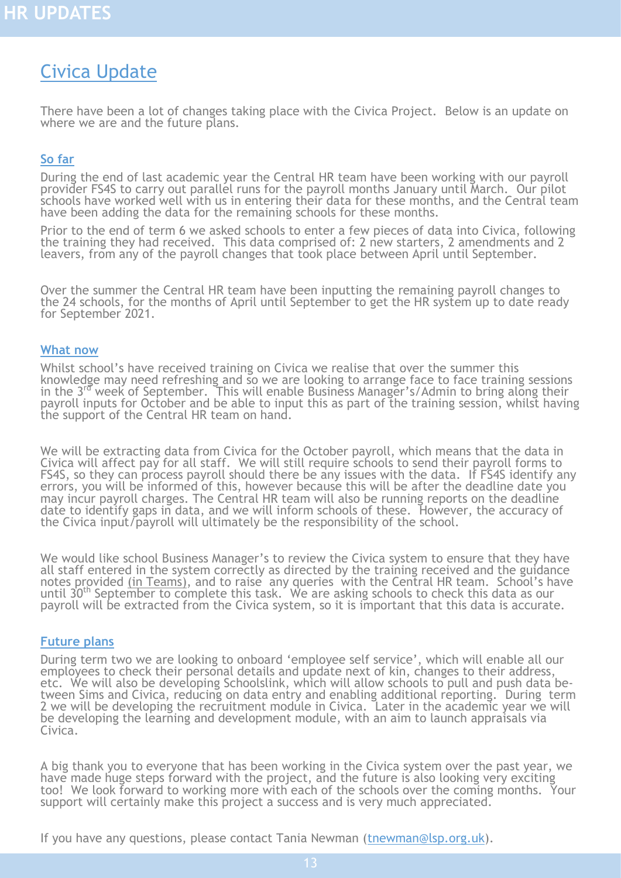# HR UPDATES

## Civica Update

There have been a lot of changes taking place with the Civica Project. Below is an update on where we are and the future plans.

### So far

During the end of last academic year the Central HR team have been working with our payroll provider FS4S to carry out parallel runs for the payroll months January until March. Our pilot schools have worked well with us in entering their data for these months, and the Central team have been adding the data for the remaining schools for these months.

Prior to the end of term 6 we asked schools to enter a few pieces of data into Civica, following the training they had received. This data comprised of: 2 new starters, 2 amendments and 2 leavers, from any of the payroll changes that took place between April until September.

Over the summer the Central HR team have been inputting the remaining payroll changes to the 24 schools, for the months of April until September to get the HR system up to date ready for September 2021.

### What now

Whilst school's have received training on Civica we realise that over the summer this knowledge may need refreshing and so we are looking to arrange face to face training sessions in the 3rd week of September. This will enable Business Manager's/Admin to bring along their payroll inputs for October and be able to input this as part of the training session, whilst having the support of the Central HR team on hand.

We will be extracting data from Civica for the October payroll, which means that the data in Civica will affect pay for all staff. We will still require schools to send their payroll forms to FS4S, so they can process payroll should there be any issues with the data. If FS4S identify any errors, you will be informed of this, however because this will be after the deadline date you may incur payroll charges. The Central HR team will also be running reports on the deadline date to identify gaps in data, and we will inform schools of these. However, the accuracy of the Civica input/payroll will ultimately be the responsibility of the school.

We would like school Business Manager's to review the Civica system to ensure that they have all staff entered in the system correctly as directed by the training received and the guidance notes provided (in Teams), and to raise any queries with the Central HR team. School's have until 30th September to complete this task. We are asking schools to check this data as our payroll will be extracted from the Civica system, so it is important that this data is accurate.

### Future plans

During term two we are looking to onboard 'employee self service', which will enable all our employees to check their personal details and update next of kin, changes to their address, etc. We will also be developing Schoolslink, which will allow schools to pull and push data between Sims and Civica, reducing on data entry and enabling additional reporting. During term 2 we will be developing the recruitment module in Civica. Later in the academic year we will be developing the learning and development module, with an aim to launch appraisals via Civica.

A big thank you to everyone that has been working in the Civica system over the past year, we have made huge steps forward with the project, and the future is also looking very exciting too! We look forward to working more with each of the schools over the coming months. Your support will certainly make this project a success and is very much appreciated.

If you have any questions, please contact Tania Newman (tnewman@lsp.org.uk).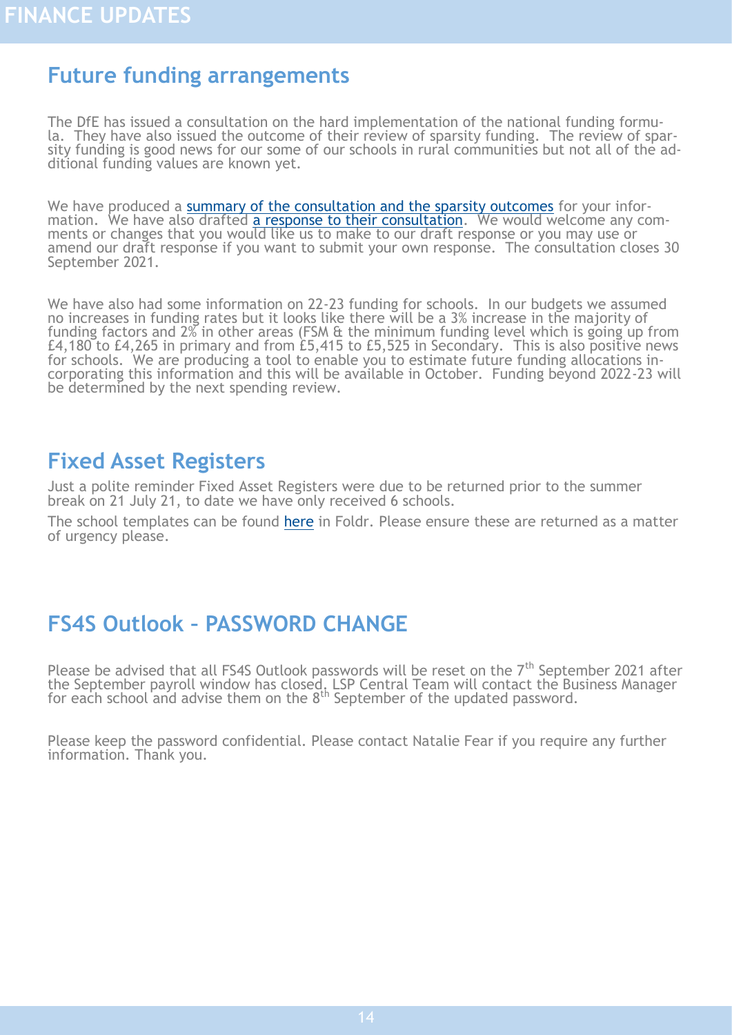# FINANCE UPDATES

## Future funding arrangements

The DfE has issued a consultation on the hard implementation of the national funding formula. They have also issued the outcome of their review of sparsity funding. The review of sparsity funding is good news for our some of our schools in rural communities but not all of the additional funding values are known yet.

We have produced a summary of the consultation and the sparsity outcomes for your information. We have also drafted a response to their consultation. We would welcome any comments or changes that you would like us to make to our draft response or you may use or amend our draft response if you want to submit your own response. The consultation closes 30 September 2021.

We have also had some information on 22-23 funding for schools. In our budgets we assumed no increases in funding rates but it looks like there will be a 3% increase in the majority of funding factors and 2% in other areas (FSM & the minimum funding level which is going up from £4,180 to £4,265 in primary and from £5,415 to £5,525 in Secondary. This is also positive news for schools. We are producing a tool to enable you to estimate future funding allocations incorporating this information and this will be available in October. Funding beyond 2022-23 will be determined by the next spending review.

## Fixed Asset Registers

Just a polite reminder Fixed Asset Registers were due to be returned prior to the summer break on 21 July 21, to date we have only received 6 schools.

The school templates can be found here in Foldr. Please ensure these are returned as a matter of urgency please.

## FS4S Outlook – PASSWORD CHANGE

Please be advised that all FS4S Outlook passwords will be reset on the 7th September 2021 after the September payroll window has closed. LSP Central Team will contact the Business Manager for each school and advise them on the 8th September of the updated password.

Please keep the password confidential. Please contact Natalie Fear if you require any further information. Thank you.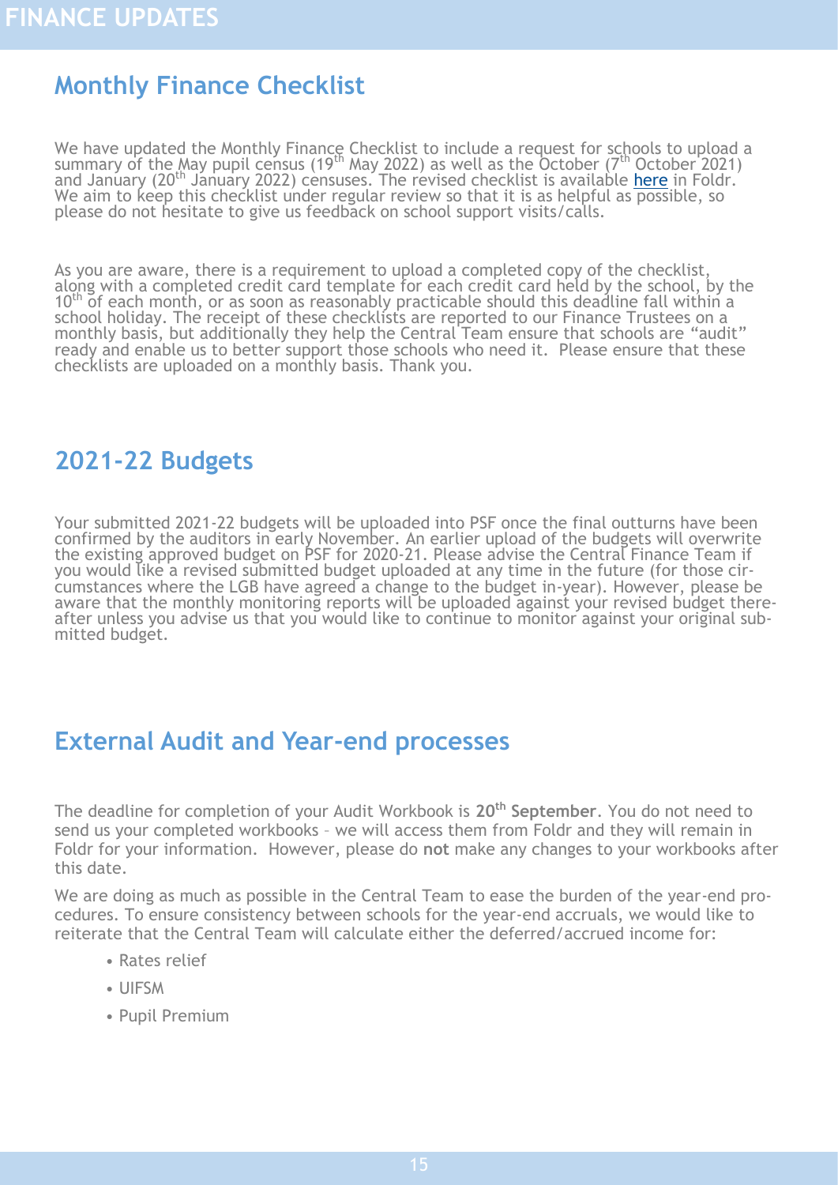# FINANCE UPDATES

## Monthly Finance Checklist

We have updated the Monthly Finance Checklist to include a request for schools to upload a summary of the May pupil census (19th May 2022) as well as the October (7th October 2021) and January (20th January 2022) censuses. The revised checklist is available here in Foldr. We aim to keep this checklist under regular review so that it is as helpful as possible, so please do not hesitate to give us feedback on school support visits/calls.

As you are aware, there is a requirement to upload a completed copy of the checklist, along with a completed credit card template for each credit card held by the school, by the 10th of each month, or as soon as reasonably practicable should this deadline fall within a school holiday. The receipt of these checklists are reported to our Finance Trustees on a monthly basis, but additionally they help the Central Team ensure that schools are "audit" ready and enable us to better support those schools who need it. Please ensure that these checklists are uploaded on a monthly basis. Thank you.

## 2021-22 Budgets

Your submitted 2021-22 budgets will be uploaded into PSF once the final outturns have been confirmed by the auditors in early November. An earlier upload of the budgets will overwrite the existing approved budget on PSF for 2020-21. Please advise the Central Finance Team if you would like a revised submitted budget uploaded at any time in the future (for those circumstances where the LGB have agreed a change to the budget in-year). However, please be aware that the monthly monitoring reports will be uploaded against your revised budget thereafter unless you advise us that you would like to continue to monitor against your original submitted budget.

## External Audit and Year-end processes

The deadline for completion of your Audit Workbook is **20th September**. You do not need to send us your completed workbooks – we will access them from Foldr and they will remain in Foldr for your information. However, please do **not** make any changes to your workbooks after this date.

We are doing as much as possible in the Central Team to ease the burden of the year-end procedures. To ensure consistency between schools for the year-end accruals, we would like to reiterate that the Central Team will calculate either the deferred/accrued income for:

- Rates relief
- UIFSM
- Pupil Premium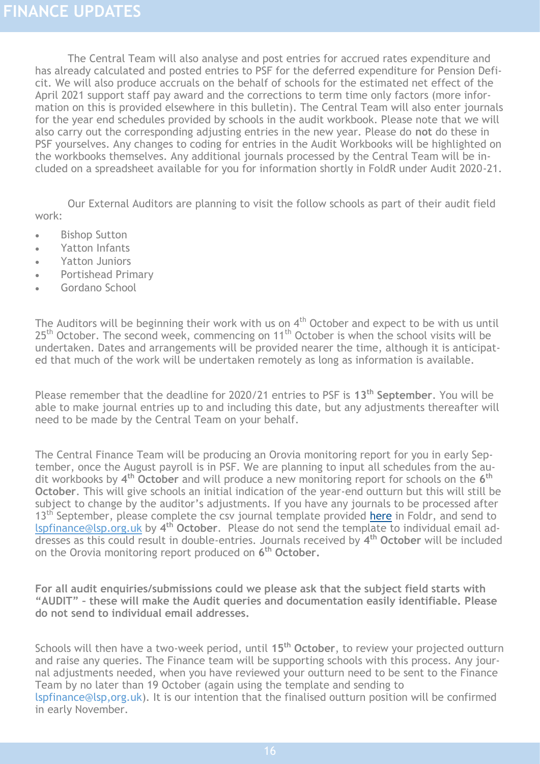# FINANCE UPDATES

The Central Team will also analyse and post entries for accrued rates expenditure and has already calculated and posted entries to PSF for the deferred expenditure for Pension Deficit. We will also produce accruals on the behalf of schools for the estimated net effect of the April 2021 support staff pay award and the corrections to term time only factors (more information on this is provided elsewhere in this bulletin). The Central Team will also enter journals for the year end schedules provided by schools in the audit workbook. Please note that we will also carry out the corresponding adjusting entries in the new year. Please do **not** do these in PSF yourselves. Any changes to coding for entries in the Audit Workbooks will be highlighted on the workbooks themselves. Any additional journals processed by the Central Team will be included on a spreadsheet available for you for information shortly in FoldR under Audit 2020-21.

Our External Auditors are planning to visit the follow schools as part of their audit field work:

- Bishop Sutton
- Yatton Infants
- Yatton Juniors
- Portishead Primary
- Gordano School

The Auditors will be beginning their work with us on 4th October and expect to be with us until 25th October. The second week, commencing on 11th October is when the school visits will be undertaken. Dates and arrangements will be provided nearer the time, although it is anticipated that much of the work will be undertaken remotely as long as information is available.

Please remember that the deadline for 2020/21 entries to PSF is **13th September**. You will be able to make journal entries up to and including this date, but any adjustments thereafter will need to be made by the Central Team on your behalf.

The Central Finance Team will be producing an Orovia monitoring report for you in early September, once the August payroll is in PSF. We are planning to input all schedules from the audit workbooks by **4th October** and will produce a new monitoring report for schools on the **6th October**. This will give schools an initial indication of the year-end outturn but this will still be subject to change by the auditor's adjustments. If you have any journals to be processed after 13th September, please complete the csv journal template provided here in Foldr, and send to lspfinance@lsp.org.uk by **4th October**. Please do not send the template to individual email addresses as this could result in double-entries. Journals received by **4th October** will be included on the Orovia monitoring report produced on **6th October.**

**For all audit enquiries/submissions could we please ask that the subject field starts with "AUDIT" – these will make the Audit queries and documentation easily identifiable. Please do not send to individual email addresses.**

Schools will then have a two-week period, until **15th October**, to review your projected outturn and raise any queries. The Finance team will be supporting schools with this process. Any journal adjustments needed, when you have reviewed your outturn need to be sent to the Finance Team by no later than 19 October (again using the template and sending to lspfinance@lsp,org.uk). It is our intention that the finalised outturn position will be confirmed in early November.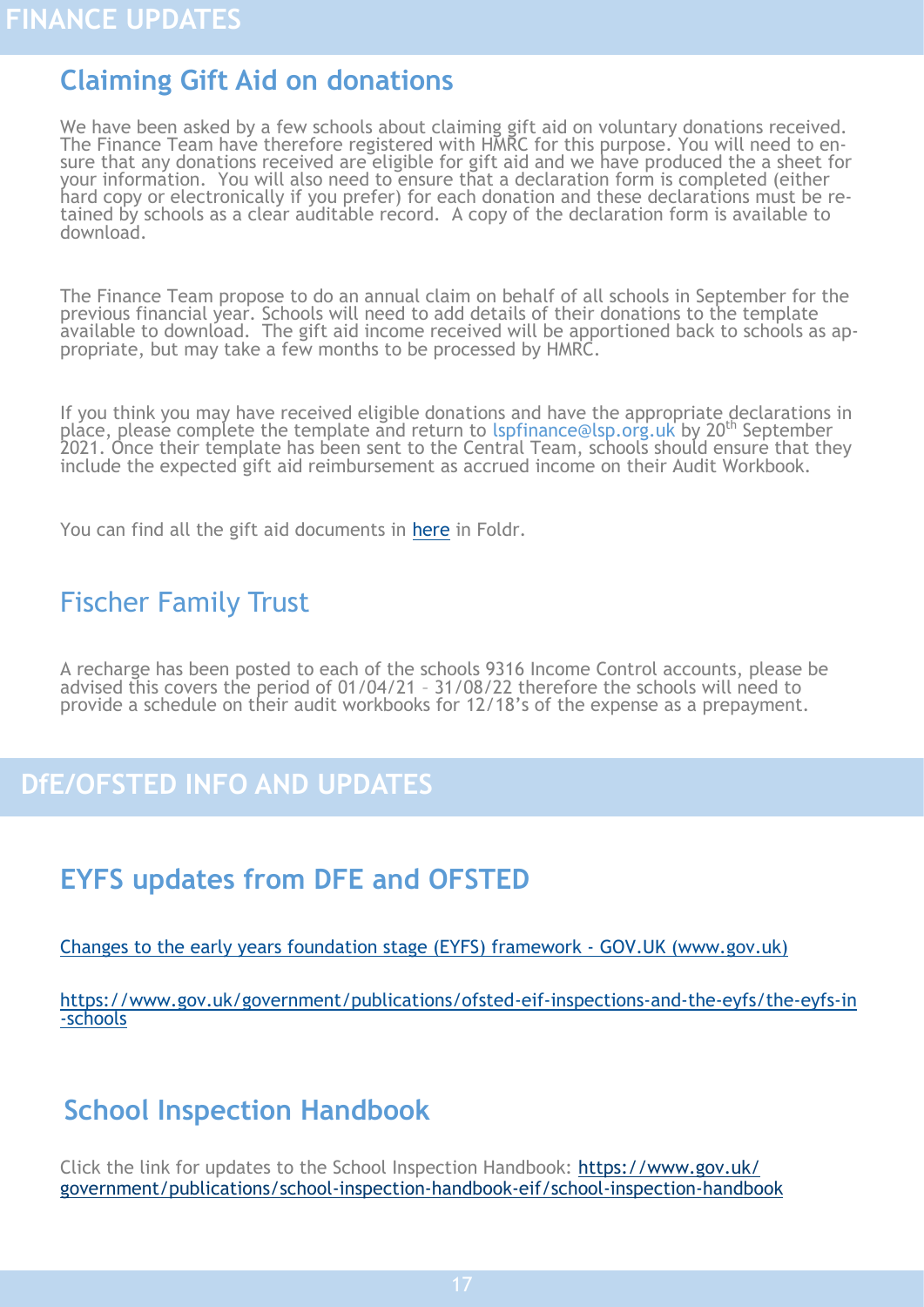# FINANCE UPDATES

## Claiming Gift Aid on donations

We have been asked by a few schools about claiming gift aid on voluntary donations received. The Finance Team have therefore registered with HMRC for this purpose. You will need to ensure that any donations received are eligible for gift aid and we have produced the a sheet for your information. You will also need to ensure that a declaration form is completed (either hard copy or electronically if you prefer) for each donation and these declarations must be retained by schools as a clear auditable record. A copy of the declaration form is available to download.

The Finance Team propose to do an annual claim on behalf of all schools in September for the previous financial year. Schools will need to add details of their donations to the template available to download. The gift aid income received will be apportioned back to schools as appropriate, but may take a few months to be processed by HMRC.

If you think you may have received eligible donations and have the appropriate declarations in place, please complete the template and return to lspfinance@lsp.org.uk by 20th September 2021. Once their template has been sent to the Central Team, schools should ensure that they include the expected gift aid reimbursement as accrued income on their Audit Workbook.

You can find all the gift aid documents in here in Foldr.

## Fischer Family Trust

A recharge has been posted to each of the schools 9316 Income Control accounts, please be advised this covers the period of 01/04/21 – 31/08/22 therefore the schools will need to provide a schedule on their audit workbooks for 12/18's of the expense as a prepayment.

# DfE/OFSTED INFO AND UPDATES

## EYFS updates from DFE and OFSTED

Changes to the early years foundation stage (EYFS) framework - GOV.UK (www.gov.uk)

https://www.gov.uk/government/publications/ofsted-eif-inspections-and-the-eyfs/the-eyfs-in-schools

## School Inspection Handbook

Click the link for updates to the School Inspection Handbook: https://www.gov.uk/government/publications/school-inspection-handbook-eif/school-inspection-handbook